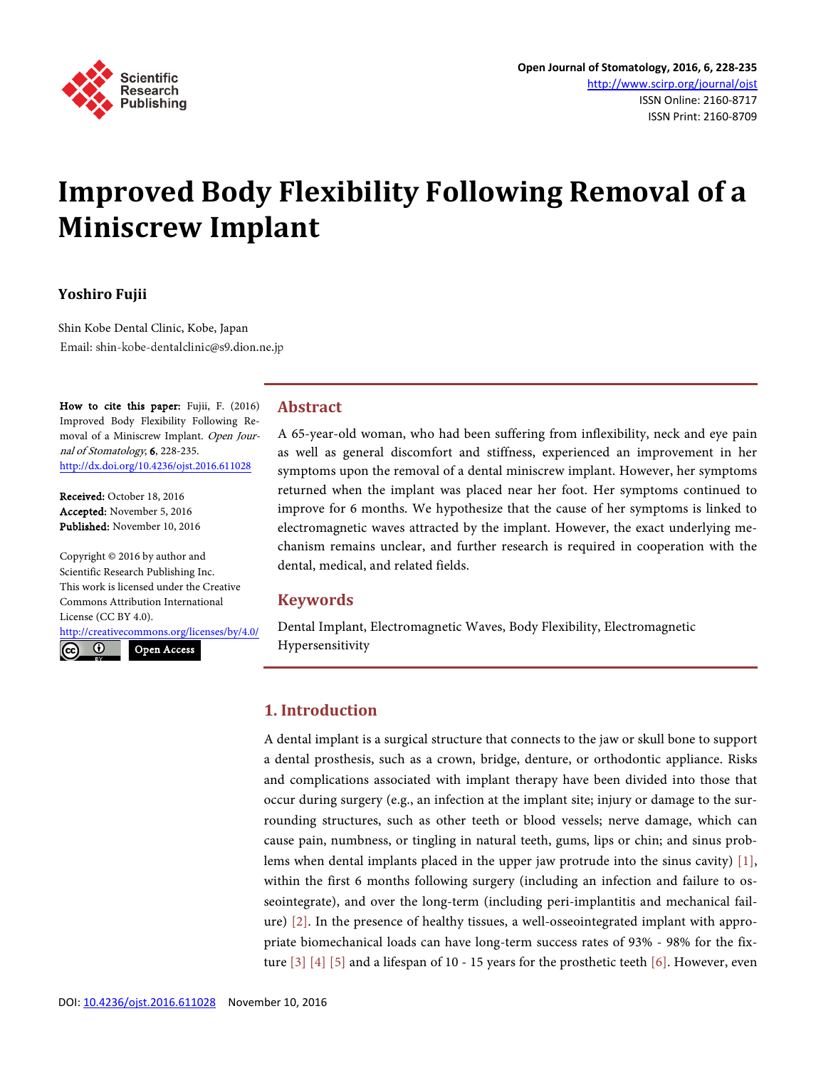# Improved Body Flexibility Following Removal of a Miniscrew Implant

**Yoshiro Fujii**

Shin Kobe Dental Clinic, Kobe, Japan
Email: shin-kobe-dentalclinic@s9.dion.ne.jp

**How to cite this paper:** Fujii, F. (2016) Improved Body Flexibility Following Removal of a Miniscrew Implant. *Open Journal of Stomatology*, **6**, 228-235.
http://dx.doi.org/10.4236/ojst.2016.611028

**Received:** October 18, 2016
**Accepted:** November 5, 2016
**Published:** November 10, 2016

Copyright © 2016 by author and Scientific Research Publishing Inc.
This work is licensed under the Creative Commons Attribution International License (CC BY 4.0).
http://creativecommons.org/licenses/by/4.0/
Open Access

## Abstract

A 65-year-old woman, who had been suffering from inflexibility, neck and eye pain as well as general discomfort and stiffness, experienced an improvement in her symptoms upon the removal of a dental miniscrew implant. However, her symptoms returned when the implant was placed near her foot. Her symptoms continued to improve for 6 months. We hypothesize that the cause of her symptoms is linked to electromagnetic waves attracted by the implant. However, the exact underlying mechanism remains unclear, and further research is required in cooperation with the dental, medical, and related fields.

## Keywords

Dental Implant, Electromagnetic Waves, Body Flexibility, Electromagnetic Hypersensitivity

## 1. Introduction

A dental implant is a surgical structure that connects to the jaw or skull bone to support a dental prosthesis, such as a crown, bridge, denture, or orthodontic appliance. Risks and complications associated with implant therapy have been divided into those that occur during surgery (e.g., an infection at the implant site; injury or damage to the surrounding structures, such as other teeth or blood vessels; nerve damage, which can cause pain, numbness, or tingling in natural teeth, gums, lips or chin; and sinus problems when dental implants placed in the upper jaw protrude into the sinus cavity) [1], within the first 6 months following surgery (including an infection and failure to osseointegrate), and over the long-term (including peri-implantitis and mechanical failure) [2]. In the presence of healthy tissues, a well-osseointegrated implant with appropriate biomechanical loads can have long-term success rates of 93% - 98% for the fixture [3] [4] [5] and a lifespan of 10 - 15 years for the prosthetic teeth [6]. However, even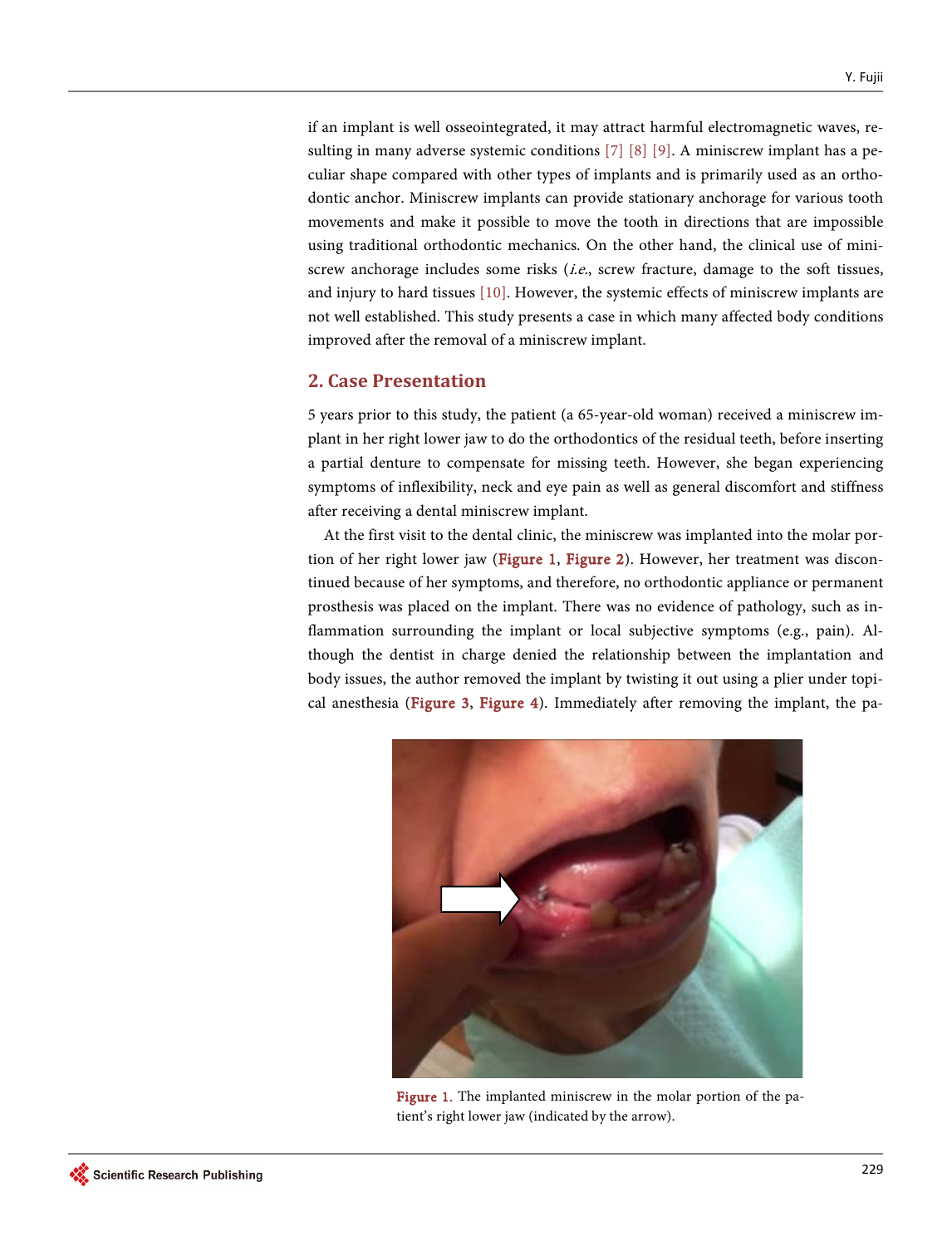if an implant is well osseointegrated, it may attract harmful electromagnetic waves, resulting in many adverse systemic conditions [7] [8] [9]. A miniscrew implant has a peculiar shape compared with other types of implants and is primarily used as an orthodontic anchor. Miniscrew implants can provide stationary anchorage for various tooth movements and make it possible to move the tooth in directions that are impossible using traditional orthodontic mechanics. On the other hand, the clinical use of miniscrew anchorage includes some risks (*i.e.*, screw fracture, damage to the soft tissues, and injury to hard tissues [10]. However, the systemic effects of miniscrew implants are not well established. This study presents a case in which many affected body conditions improved after the removal of a miniscrew implant.

## 2. Case Presentation

5 years prior to this study, the patient (a 65-year-old woman) received a miniscrew implant in her right lower jaw to do the orthodontics of the residual teeth, before inserting a partial denture to compensate for missing teeth. However, she began experiencing symptoms of inflexibility, neck and eye pain as well as general discomfort and stiffness after receiving a dental miniscrew implant.

At the first visit to the dental clinic, the miniscrew was implanted into the molar portion of her right lower jaw (Figure 1, Figure 2). However, her treatment was discontinued because of her symptoms, and therefore, no orthodontic appliance or permanent prosthesis was placed on the implant. There was no evidence of pathology, such as inflammation surrounding the implant or local subjective symptoms (e.g., pain). Although the dentist in charge denied the relationship between the implantation and body issues, the author removed the implant by twisting it out using a plier under topical anesthesia (Figure 3, Figure 4). Immediately after removing the implant, the pa-

Figure 1. The implanted miniscrew in the molar portion of the patient's right lower jaw (indicated by the arrow).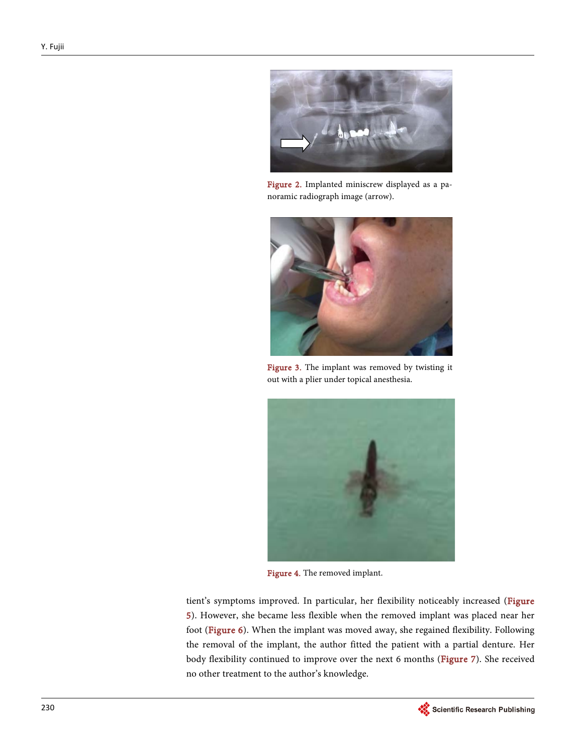Figure 2. Implanted miniscrew displayed as a panoramic radiograph image (arrow).

Figure 3. The implant was removed by twisting it out with a plier under topical anesthesia.

Figure 4. The removed implant.

tient's symptoms improved. In particular, her flexibility noticeably increased (Figure 5). However, she became less flexible when the removed implant was placed near her foot (Figure 6). When the implant was moved away, she regained flexibility. Following the removal of the implant, the author fitted the patient with a partial denture. Her body flexibility continued to improve over the next 6 months (Figure 7). She received no other treatment to the author's knowledge.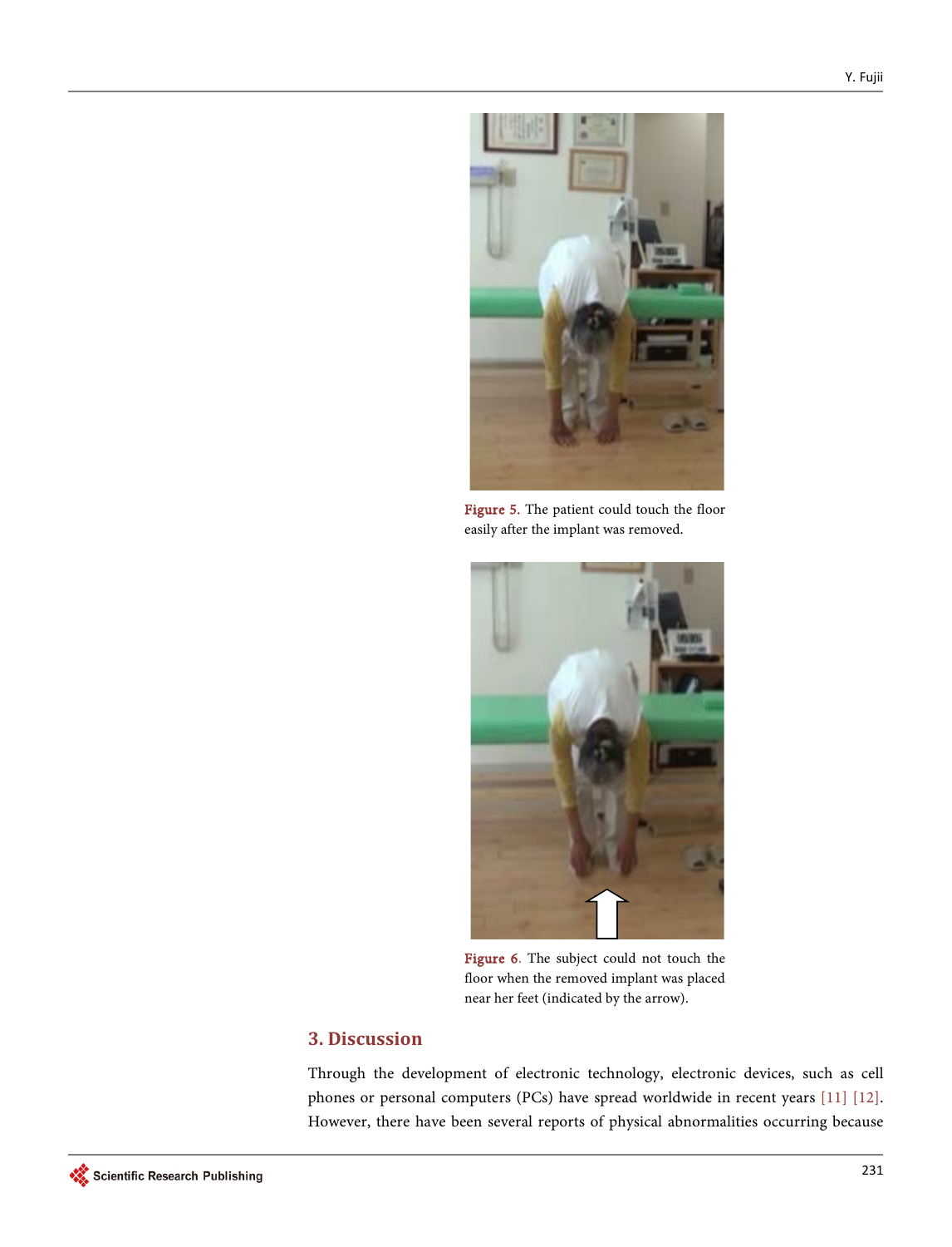Figure 5. The patient could touch the floor easily after the implant was removed.

Figure 6. The subject could not touch the floor when the removed implant was placed near her feet (indicated by the arrow).

## 3. Discussion

Through the development of electronic technology, electronic devices, such as cell phones or personal computers (PCs) have spread worldwide in recent years [11] [12]. However, there have been several reports of physical abnormalities occurring because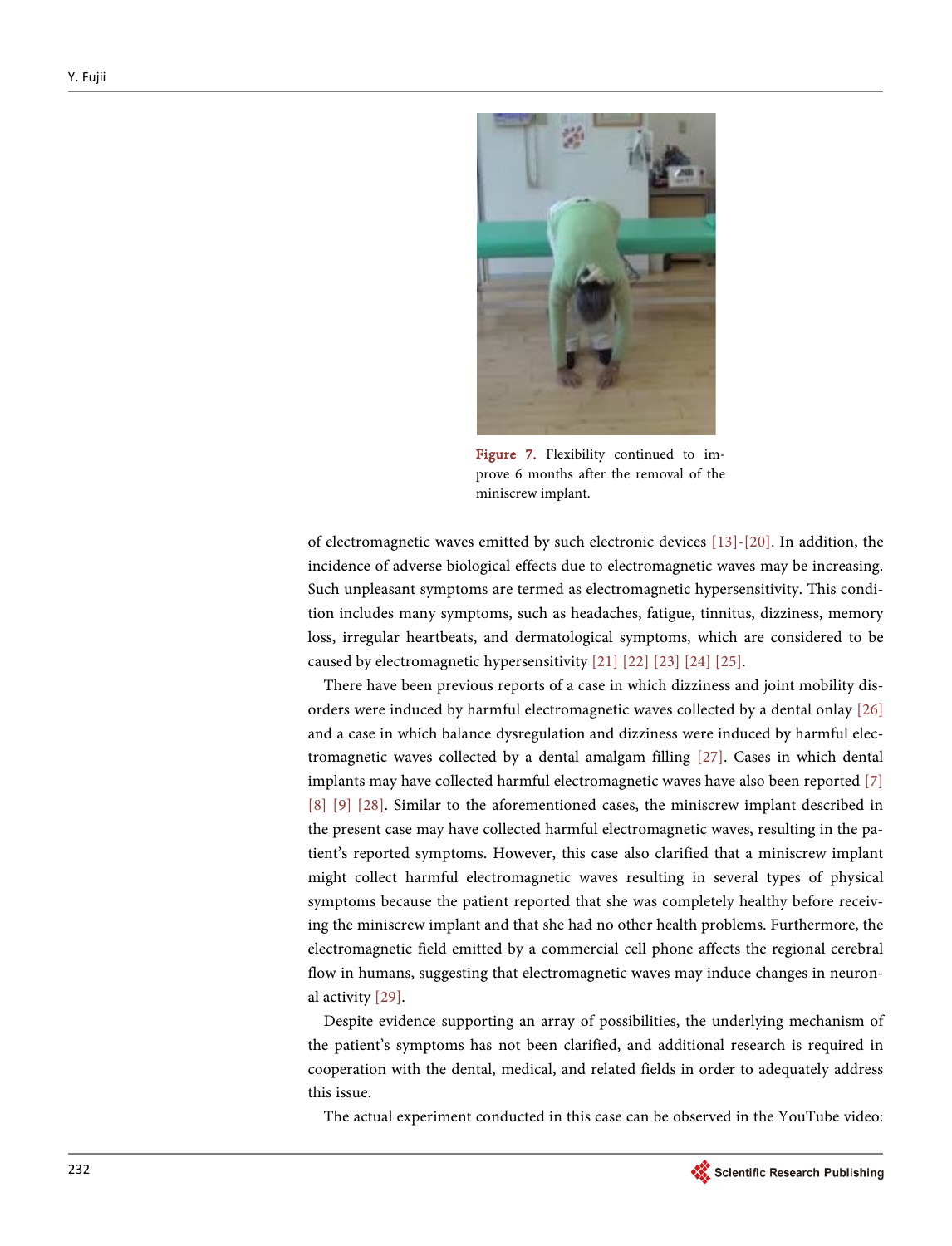Figure 7. Flexibility continued to improve 6 months after the removal of the miniscrew implant.

of electromagnetic waves emitted by such electronic devices [13]-[20]. In addition, the incidence of adverse biological effects due to electromagnetic waves may be increasing. Such unpleasant symptoms are termed as electromagnetic hypersensitivity. This condition includes many symptoms, such as headaches, fatigue, tinnitus, dizziness, memory loss, irregular heartbeats, and dermatological symptoms, which are considered to be caused by electromagnetic hypersensitivity [21] [22] [23] [24] [25].

There have been previous reports of a case in which dizziness and joint mobility disorders were induced by harmful electromagnetic waves collected by a dental onlay [26] and a case in which balance dysregulation and dizziness were induced by harmful electromagnetic waves collected by a dental amalgam filling [27]. Cases in which dental implants may have collected harmful electromagnetic waves have also been reported [7] [8] [9] [28]. Similar to the aforementioned cases, the miniscrew implant described in the present case may have collected harmful electromagnetic waves, resulting in the patient's reported symptoms. However, this case also clarified that a miniscrew implant might collect harmful electromagnetic waves resulting in several types of physical symptoms because the patient reported that she was completely healthy before receiving the miniscrew implant and that she had no other health problems. Furthermore, the electromagnetic field emitted by a commercial cell phone affects the regional cerebral flow in humans, suggesting that electromagnetic waves may induce changes in neuronal activity [29].

Despite evidence supporting an array of possibilities, the underlying mechanism of the patient's symptoms has not been clarified, and additional research is required in cooperation with the dental, medical, and related fields in order to adequately address this issue.

The actual experiment conducted in this case can be observed in the YouTube video: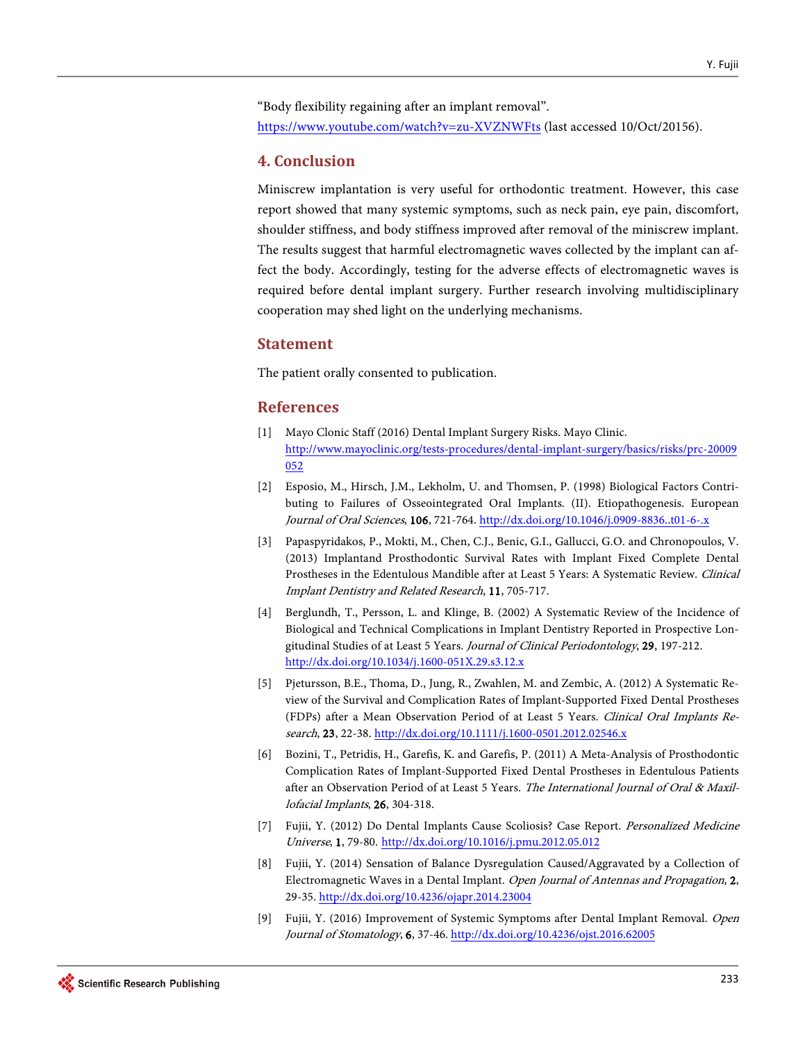"Body flexibility regaining after an implant removal".
https://www.youtube.com/watch?v=zu-XVZNWFts (last accessed 10/Oct/20156).

## 4. Conclusion

Miniscrew implantation is very useful for orthodontic treatment. However, this case report showed that many systemic symptoms, such as neck pain, eye pain, discomfort, shoulder stiffness, and body stiffness improved after removal of the miniscrew implant. The results suggest that harmful electromagnetic waves collected by the implant can affect the body. Accordingly, testing for the adverse effects of electromagnetic waves is required before dental implant surgery. Further research involving multidisciplinary cooperation may shed light on the underlying mechanisms.

## Statement

The patient orally consented to publication.

## References

[1] Mayo Clonic Staff (2016) Dental Implant Surgery Risks. Mayo Clinic. http://www.mayoclinic.org/tests-procedures/dental-implant-surgery/basics/risks/prc-20009052

[2] Esposio, M., Hirsch, J.M., Lekholm, U. and Thomsen, P. (1998) Biological Factors Contributing to Failures of Osseointegrated Oral Implants. (II). Etiopathogenesis. European *Journal of Oral Sciences*, **106**, 721-764. http://dx.doi.org/10.1046/j.0909-8836..t01-6-.x

[3] Papaspyridakos, P., Mokti, M., Chen, C.J., Benic, G.I., Gallucci, G.O. and Chronopoulos, V. (2013) Implantand Prosthodontic Survival Rates with Implant Fixed Complete Dental Prostheses in the Edentulous Mandible after at Least 5 Years: A Systematic Review. *Clinical Implant Dentistry and Related Research*, **11**, 705-717.

[4] Berglundh, T., Persson, L. and Klinge, B. (2002) A Systematic Review of the Incidence of Biological and Technical Complications in Implant Dentistry Reported in Prospective Longitudinal Studies of at Least 5 Years. *Journal of Clinical Periodontology*, **29**, 197-212. http://dx.doi.org/10.1034/j.1600-051X.29.s3.12.x

[5] Pjetursson, B.E., Thoma, D., Jung, R., Zwahlen, M. and Zembic, A. (2012) A Systematic Review of the Survival and Complication Rates of Implant-Supported Fixed Dental Prostheses (FDPs) after a Mean Observation Period of at Least 5 Years. *Clinical Oral Implants Research*, **23**, 22-38. http://dx.doi.org/10.1111/j.1600-0501.2012.02546.x

[6] Bozini, T., Petridis, H., Garefis, K. and Garefis, P. (2011) A Meta-Analysis of Prosthodontic Complication Rates of Implant-Supported Fixed Dental Prostheses in Edentulous Patients after an Observation Period of at Least 5 Years. *The International Journal of Oral & Maxillofacial Implants*, **26**, 304-318.

[7] Fujii, Y. (2012) Do Dental Implants Cause Scoliosis? Case Report. *Personalized Medicine Universe*, **1**, 79-80. http://dx.doi.org/10.1016/j.pmu.2012.05.012

[8] Fujii, Y. (2014) Sensation of Balance Dysregulation Caused/Aggravated by a Collection of Electromagnetic Waves in a Dental Implant. *Open Journal of Antennas and Propagation*, **2**, 29-35. http://dx.doi.org/10.4236/ojapr.2014.23004

[9] Fujii, Y. (2016) Improvement of Systemic Symptoms after Dental Implant Removal. *Open Journal of Stomatology*, **6**, 37-46. http://dx.doi.org/10.4236/ojst.2016.62005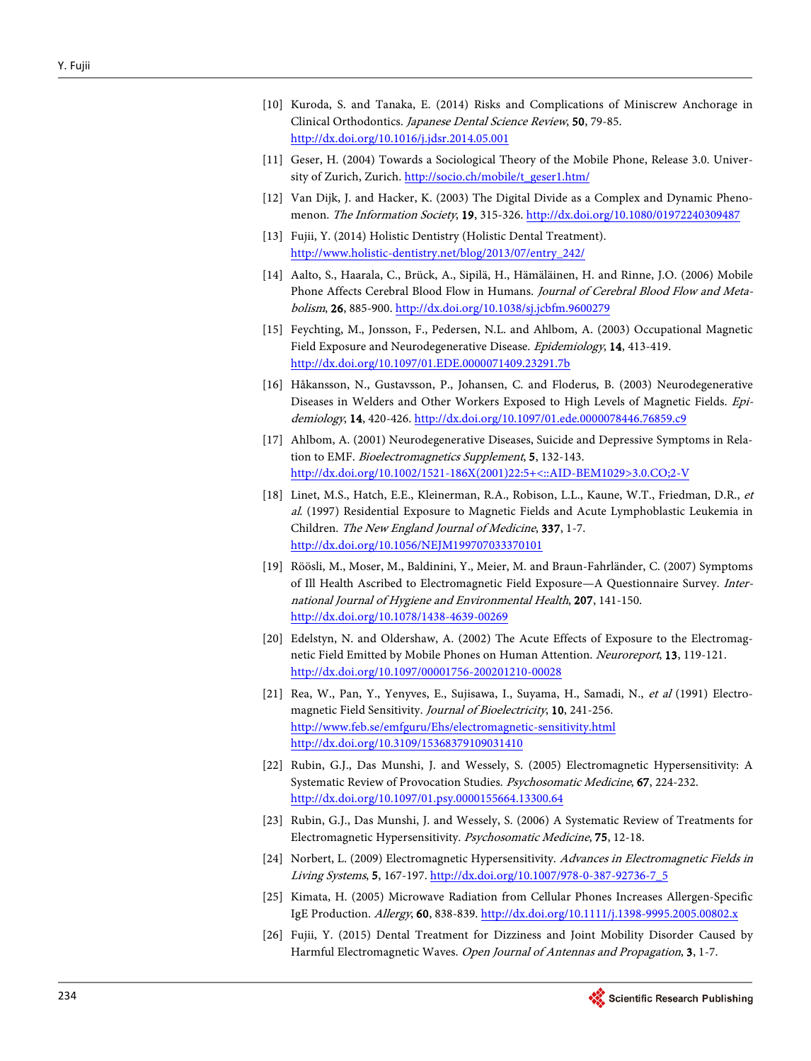[10] Kuroda, S. and Tanaka, E. (2014) Risks and Complications of Miniscrew Anchorage in Clinical Orthodontics. *Japanese Dental Science Review*, **50**, 79-85. http://dx.doi.org/10.1016/j.jdsr.2014.05.001

[11] Geser, H. (2004) Towards a Sociological Theory of the Mobile Phone, Release 3.0. University of Zurich, Zurich. http://socio.ch/mobile/t_geser1.htm/

[12] Van Dijk, J. and Hacker, K. (2003) The Digital Divide as a Complex and Dynamic Phenomenon. *The Information Society*, **19**, 315-326. http://dx.doi.org/10.1080/01972240309487

[13] Fujii, Y. (2014) Holistic Dentistry (Holistic Dental Treatment). http://www.holistic-dentistry.net/blog/2013/07/entry_242/

[14] Aalto, S., Haarala, C., Brück, A., Sipilä, H., Hämäläinen, H. and Rinne, J.O. (2006) Mobile Phone Affects Cerebral Blood Flow in Humans. *Journal of Cerebral Blood Flow and Metabolism*, **26**, 885-900. http://dx.doi.org/10.1038/sj.jcbfm.9600279

[15] Feychting, M., Jonsson, F., Pedersen, N.L. and Ahlbom, A. (2003) Occupational Magnetic Field Exposure and Neurodegenerative Disease. *Epidemiology*, **14**, 413-419. http://dx.doi.org/10.1097/01.EDE.0000071409.23291.7b

[16] Håkansson, N., Gustavsson, P., Johansen, C. and Floderus, B. (2003) Neurodegenerative Diseases in Welders and Other Workers Exposed to High Levels of Magnetic Fields. *Epidemiology*, **14**, 420-426. http://dx.doi.org/10.1097/01.ede.0000078446.76859.c9

[17] Ahlbom, A. (2001) Neurodegenerative Diseases, Suicide and Depressive Symptoms in Relation to EMF. *Bioelectromagnetics Supplement*, **5**, 132-143. http://dx.doi.org/10.1002/1521-186X(2001)22:5+<::AID-BEM1029>3.0.CO;2-V

[18] Linet, M.S., Hatch, E.E., Kleinerman, R.A., Robison, L.L., Kaune, W.T., Friedman, D.R., *et al*. (1997) Residential Exposure to Magnetic Fields and Acute Lymphoblastic Leukemia in Children. *The New England Journal of Medicine*, **337**, 1-7. http://dx.doi.org/10.1056/NEJM199707033370101

[19] Röösli, M., Moser, M., Baldinini, Y., Meier, M. and Braun-Fahrländer, C. (2007) Symptoms of Ill Health Ascribed to Electromagnetic Field Exposure—A Questionnaire Survey. *International Journal of Hygiene and Environmental Health*, **207**, 141-150. http://dx.doi.org/10.1078/1438-4639-00269

[20] Edelstyn, N. and Oldershaw, A. (2002) The Acute Effects of Exposure to the Electromagnetic Field Emitted by Mobile Phones on Human Attention. *Neuroreport*, **13**, 119-121. http://dx.doi.org/10.1097/00001756-200201210-00028

[21] Rea, W., Pan, Y., Yenyves, E., Sujisawa, I., Suyama, H., Samadi, N., *et al* (1991) Electromagnetic Field Sensitivity. *Journal of Bioelectricity*, **10**, 241-256. http://www.feb.se/emfguru/Ehs/electromagnetic-sensitivity.html http://dx.doi.org/10.3109/15368379109031410

[22] Rubin, G.J., Das Munshi, J. and Wessely, S. (2005) Electromagnetic Hypersensitivity: A Systematic Review of Provocation Studies. *Psychosomatic Medicine*, **67**, 224-232. http://dx.doi.org/10.1097/01.psy.0000155664.13300.64

[23] Rubin, G.J., Das Munshi, J. and Wessely, S. (2006) A Systematic Review of Treatments for Electromagnetic Hypersensitivity. *Psychosomatic Medicine*, **75**, 12-18.

[24] Norbert, L. (2009) Electromagnetic Hypersensitivity. *Advances in Electromagnetic Fields in Living Systems*, **5**, 167-197. http://dx.doi.org/10.1007/978-0-387-92736-7_5

[25] Kimata, H. (2005) Microwave Radiation from Cellular Phones Increases Allergen-Specific IgE Production. *Allergy*, **60**, 838-839. http://dx.doi.org/10.1111/j.1398-9995.2005.00802.x

[26] Fujii, Y. (2015) Dental Treatment for Dizziness and Joint Mobility Disorder Caused by Harmful Electromagnetic Waves. *Open Journal of Antennas and Propagation*, **3**, 1-7.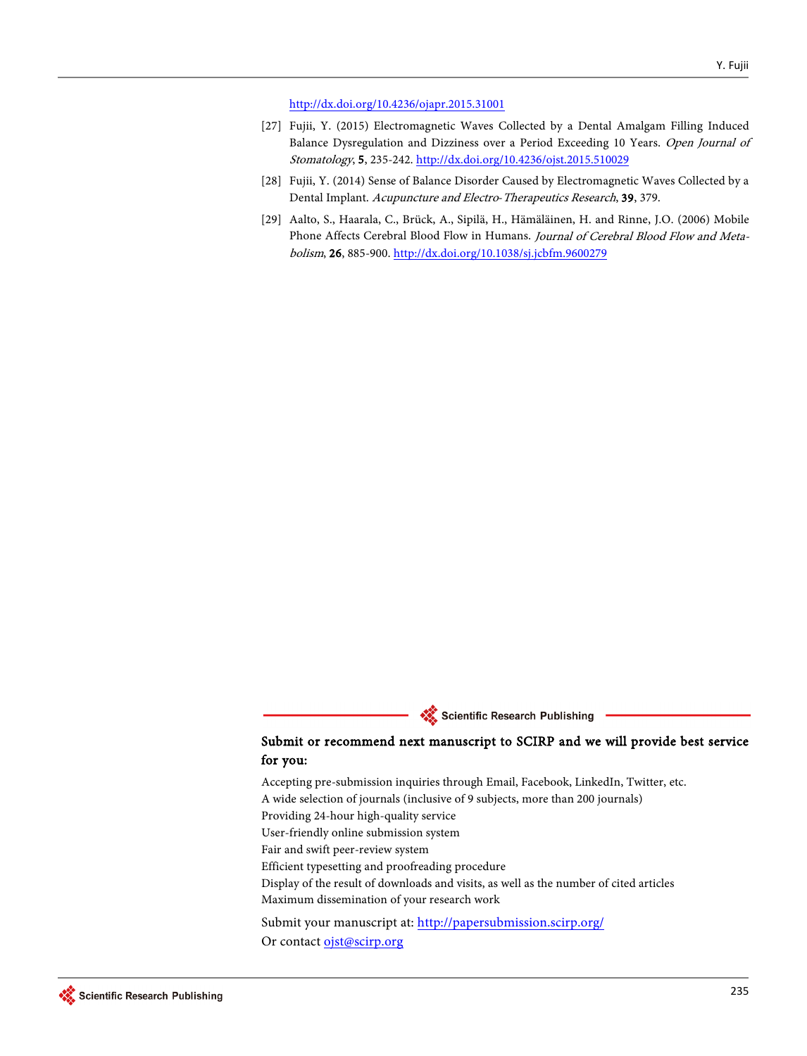http://dx.doi.org/10.4236/ojapr.2015.31001

[27] Fujii, Y. (2015) Electromagnetic Waves Collected by a Dental Amalgam Filling Induced Balance Dysregulation and Dizziness over a Period Exceeding 10 Years. *Open Journal of Stomatology*, **5**, 235-242. http://dx.doi.org/10.4236/ojst.2015.510029

[28] Fujii, Y. (2014) Sense of Balance Disorder Caused by Electromagnetic Waves Collected by a Dental Implant. *Acupuncture and Electro-Therapeutics Research*, **39**, 379.

[29] Aalto, S., Haarala, C., Brück, A., Sipilä, H., Hämäläinen, H. and Rinne, J.O. (2006) Mobile Phone Affects Cerebral Blood Flow in Humans. *Journal of Cerebral Blood Flow and Metabolism*, **26**, 885-900. http://dx.doi.org/10.1038/sj.jcbfm.9600279

Scientific Research Publishing

**Submit or recommend next manuscript to SCIRP and we will provide best service for you:**

Accepting pre-submission inquiries through Email, Facebook, LinkedIn, Twitter, etc.
A wide selection of journals (inclusive of 9 subjects, more than 200 journals)
Providing 24-hour high-quality service
User-friendly online submission system
Fair and swift peer-review system
Efficient typesetting and proofreading procedure
Display of the result of downloads and visits, as well as the number of cited articles
Maximum dissemination of your research work

Submit your manuscript at: http://papersubmission.scirp.org/
Or contact ojst@scirp.org